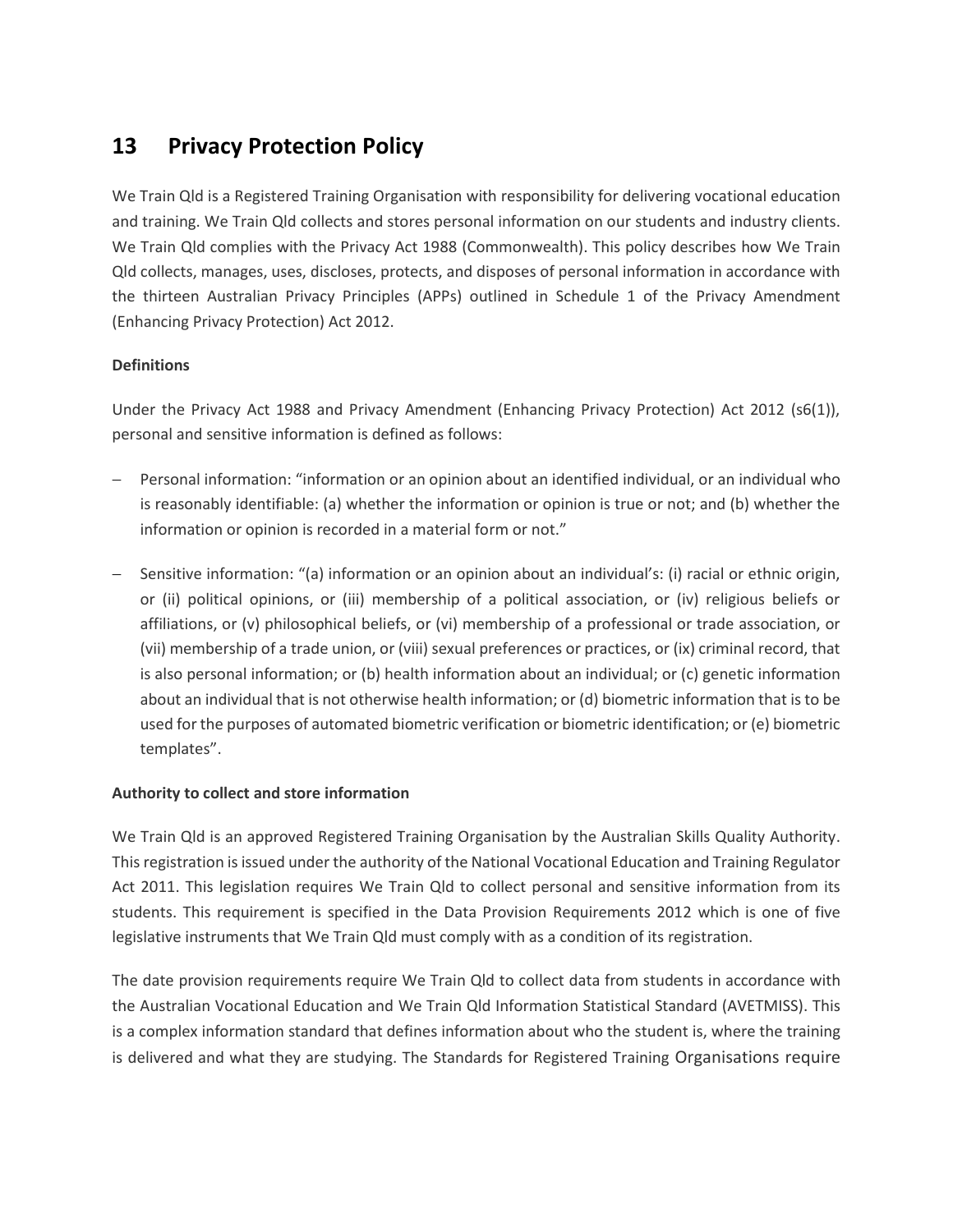## 13 Privacy Protection Policy

We Train Qld is a Registered Training Organisation with responsibility for delivering vocational education and training. We Train Qld collects and stores personal information on our students and industry clients. We Train Qld complies with the Privacy Act 1988 (Commonwealth). This policy describes how We Train Qld collects, manages, uses, discloses, protects, and disposes of personal information in accordance with the thirteen Australian Privacy Principles (APPs) outlined in Schedule 1 of the Privacy Amendment (Enhancing Privacy Protection) Act 2012.

**Definitions**

Under the Privacy Act 1988 and Privacy Amendment (Enhancing Privacy Protection) Act 2012 (s6(1)), personal and sensitive information is defined as follows:

- Personal information: "information or an opinion about an identified individual, or an individual who is reasonably identifiable: (a) whether the information or opinion is true or not; and (b) whether the information or opinion is recorded in a material form or not."
- Sensitive information: "(a) information or an opinion about an individual's: (i) racial or ethnic origin, or (ii) political opinions, or (iii) membership of a political association, or (iv) religious beliefs or affiliations, or (v) philosophical beliefs, or (vi) membership of a professional or trade association, or (vii) membership of a trade union, or (viii) sexual preferences or practices, or (ix) criminal record, that is also personal information; or (b) health information about an individual; or (c) genetic information about an individual that is not otherwise health information; or (d) biometric information that is to be used for the purposes of automated biometric verification or biometric identification; or (e) biometric templates".

**Authority to collect and store information**

We Train Qld is an approved Registered Training Organisation by the Australian Skills Quality Authority. This registration is issued under the authority of the National Vocational Education and Training Regulator Act 2011. This legislation requires We Train Qld to collect personal and sensitive information from its students. This requirement is specified in the Data Provision Requirements 2012 which is one of five legislative instruments that We Train Qld must comply with as a condition of its registration.

The date provision requirements require We Train Qld to collect data from students in accordance with the Australian Vocational Education and We Train Qld Information Statistical Standard (AVETMISS). This is a complex information standard that defines information about who the student is, where the training is delivered and what they are studying. The Standards for Registered Training Organisations require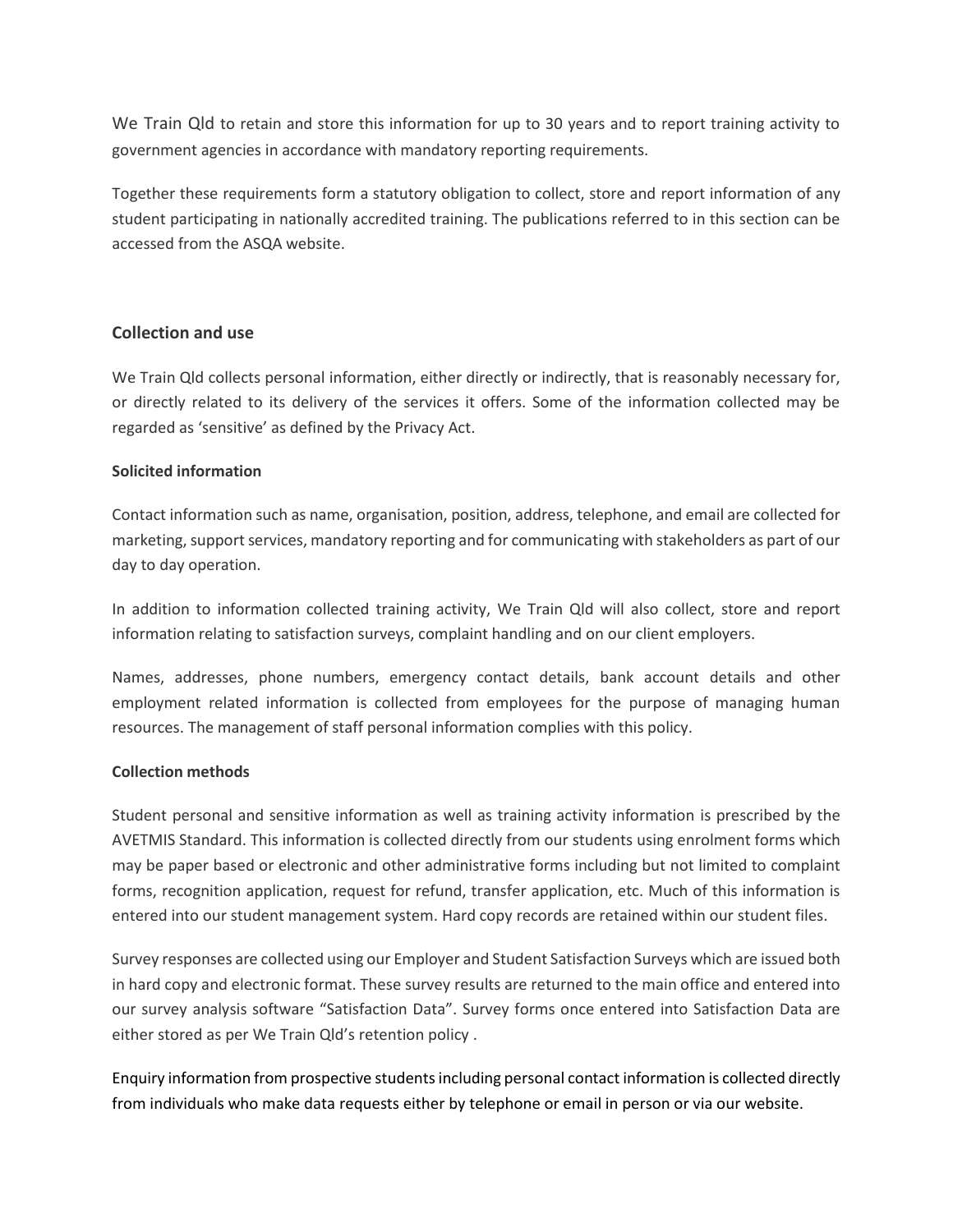We Train Qld to retain and store this information for up to 30 years and to report training activity to government agencies in accordance with mandatory reporting requirements.

Together these requirements form a statutory obligation to collect, store and report information of any student participating in nationally accredited training. The publications referred to in this section can be accessed from the ASQA website.

## Collection and use

We Train Qld collects personal information, either directly or indirectly, that is reasonably necessary for, or directly related to its delivery of the services it offers. Some of the information collected may be regarded as 'sensitive' as defined by the Privacy Act.

### Solicited information

Contact information such as name, organisation, position, address, telephone, and email are collected for marketing, support services, mandatory reporting and for communicating with stakeholders as part of our day to day operation.

In addition to information collected training activity, We Train Qld will also collect, store and report information relating to satisfaction surveys, complaint handling and on our client employers.

Names, addresses, phone numbers, emergency contact details, bank account details and other employment related information is collected from employees for the purpose of managing human resources. The management of staff personal information complies with this policy.

### Collection methods

Student personal and sensitive information as well as training activity information is prescribed by the AVETMIS Standard. This information is collected directly from our students using enrolment forms which may be paper based or electronic and other administrative forms including but not limited to complaint forms, recognition application, request for refund, transfer application, etc. Much of this information is entered into our student management system. Hard copy records are retained within our student files.

Survey responses are collected using our Employer and Student Satisfaction Surveys which are issued both in hard copy and electronic format. These survey results are returned to the main office and entered into our survey analysis software "Satisfaction Data". Survey forms once entered into Satisfaction Data are either stored as per We Train Qld's retention policy .

Enquiry information from prospective students including personal contact information is collected directly from individuals who make data requests either by telephone or email in person or via our website.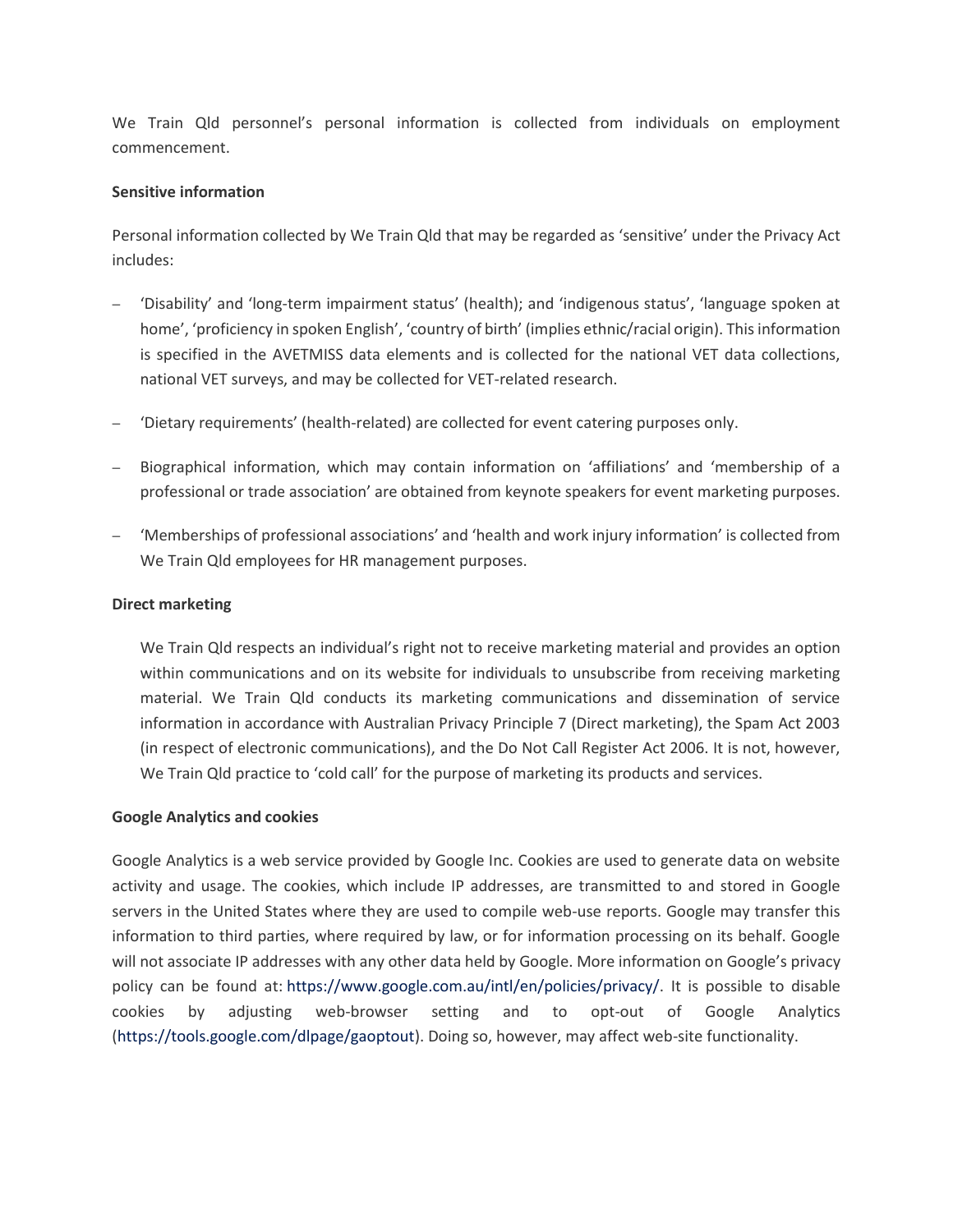We Train Qld personnel's personal information is collected from individuals on employment commencement.

**Sensitive information**

Personal information collected by We Train Qld that may be regarded as 'sensitive' under the Privacy Act includes:

- 'Disability' and 'long-term impairment status' (health); and 'indigenous status', 'language spoken at home', 'proficiency in spoken English', 'country of birth' (implies ethnic/racial origin). This information is specified in the AVETMISS data elements and is collected for the national VET data collections, national VET surveys, and may be collected for VET-related research.
- 'Dietary requirements' (health-related) are collected for event catering purposes only.
- Biographical information, which may contain information on 'affiliations' and 'membership of a professional or trade association' are obtained from keynote speakers for event marketing purposes.
- 'Memberships of professional associations' and 'health and work injury information' is collected from We Train Qld employees for HR management purposes.

**Direct marketing**

We Train Qld respects an individual's right not to receive marketing material and provides an option within communications and on its website for individuals to unsubscribe from receiving marketing material. We Train Qld conducts its marketing communications and dissemination of service information in accordance with Australian Privacy Principle 7 (Direct marketing), the Spam Act 2003 (in respect of electronic communications), and the Do Not Call Register Act 2006. It is not, however, We Train Qld practice to 'cold call' for the purpose of marketing its products and services.

**Google Analytics and cookies**

Google Analytics is a web service provided by Google Inc. Cookies are used to generate data on website activity and usage. The cookies, which include IP addresses, are transmitted to and stored in Google servers in the United States where they are used to compile web-use reports. Google may transfer this information to third parties, where required by law, or for information processing on its behalf. Google will not associate IP addresses with any other data held by Google. More information on Google's privacy policy can be found at: https://www.google.com.au/intl/en/policies/privacy/. It is possible to disable cookies by adjusting web-browser setting and to opt-out of Google Analytics (https://tools.google.com/dlpage/gaoptout). Doing so, however, may affect web-site functionality.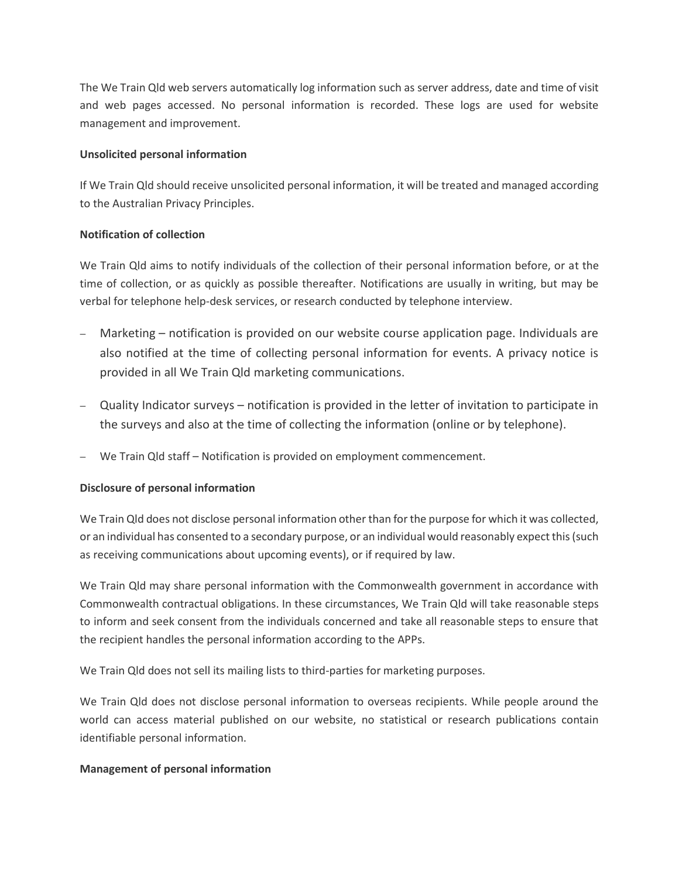The We Train Qld web servers automatically log information such as server address, date and time of visit and web pages accessed. No personal information is recorded. These logs are used for website management and improvement.

**Unsolicited personal information**

If We Train Qld should receive unsolicited personal information, it will be treated and managed according to the Australian Privacy Principles.

**Notification of collection**

We Train Qld aims to notify individuals of the collection of their personal information before, or at the time of collection, or as quickly as possible thereafter. Notifications are usually in writing, but may be verbal for telephone help-desk services, or research conducted by telephone interview.

- Marketing – notification is provided on our website course application page. Individuals are also notified at the time of collecting personal information for events. A privacy notice is provided in all We Train Qld marketing communications.
- Quality Indicator surveys – notification is provided in the letter of invitation to participate in the surveys and also at the time of collecting the information (online or by telephone).
- We Train Qld staff – Notification is provided on employment commencement.

**Disclosure of personal information**

We Train Qld does not disclose personal information other than for the purpose for which it was collected, or an individual has consented to a secondary purpose, or an individual would reasonably expect this (such as receiving communications about upcoming events), or if required by law.

We Train Qld may share personal information with the Commonwealth government in accordance with Commonwealth contractual obligations. In these circumstances, We Train Qld will take reasonable steps to inform and seek consent from the individuals concerned and take all reasonable steps to ensure that the recipient handles the personal information according to the APPs.

We Train Qld does not sell its mailing lists to third-parties for marketing purposes.

We Train Qld does not disclose personal information to overseas recipients. While people around the world can access material published on our website, no statistical or research publications contain identifiable personal information.

**Management of personal information**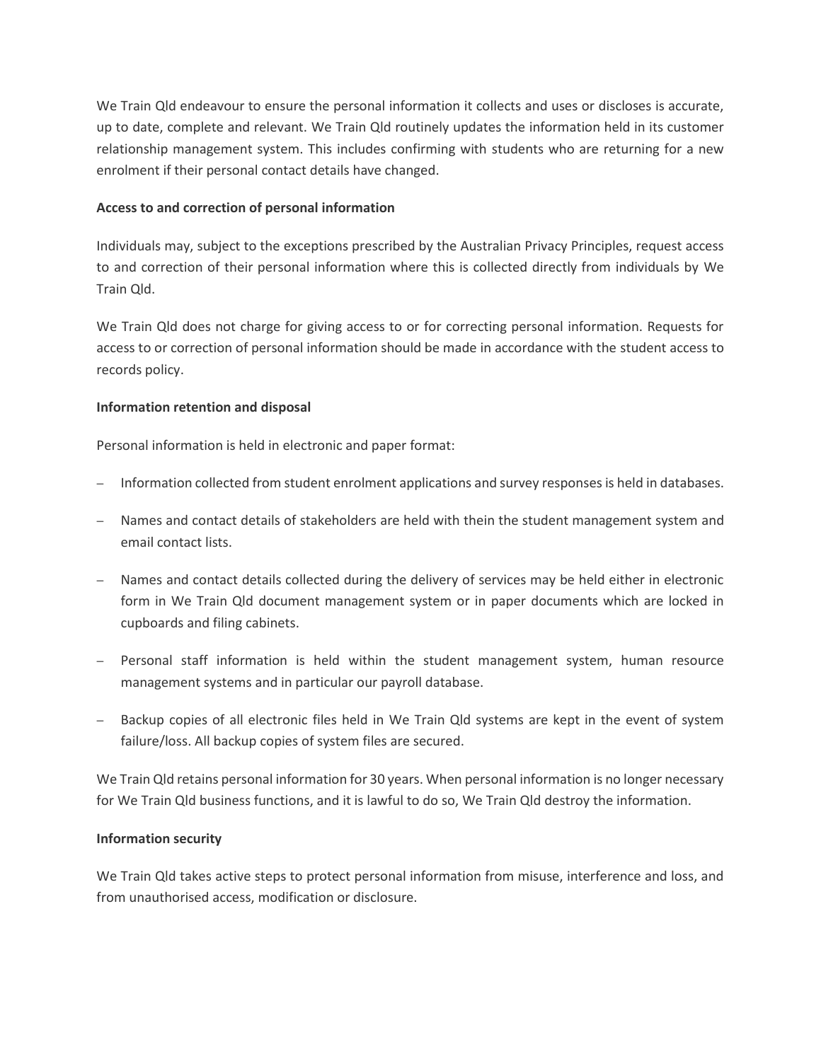We Train Qld endeavour to ensure the personal information it collects and uses or discloses is accurate, up to date, complete and relevant. We Train Qld routinely updates the information held in its customer relationship management system. This includes confirming with students who are returning for a new enrolment if their personal contact details have changed.

**Access to and correction of personal information**

Individuals may, subject to the exceptions prescribed by the Australian Privacy Principles, request access to and correction of their personal information where this is collected directly from individuals by We Train Qld.

We Train Qld does not charge for giving access to or for correcting personal information. Requests for access to or correction of personal information should be made in accordance with the student access to records policy.

**Information retention and disposal**

Personal information is held in electronic and paper format:

- Information collected from student enrolment applications and survey responses is held in databases.
- Names and contact details of stakeholders are held with thein the student management system and email contact lists.
- Names and contact details collected during the delivery of services may be held either in electronic form in We Train Qld document management system or in paper documents which are locked in cupboards and filing cabinets.
- Personal staff information is held within the student management system, human resource management systems and in particular our payroll database.
- Backup copies of all electronic files held in We Train Qld systems are kept in the event of system failure/loss. All backup copies of system files are secured.

We Train Qld retains personal information for 30 years. When personal information is no longer necessary for We Train Qld business functions, and it is lawful to do so, We Train Qld destroy the information.

**Information security**

We Train Qld takes active steps to protect personal information from misuse, interference and loss, and from unauthorised access, modification or disclosure.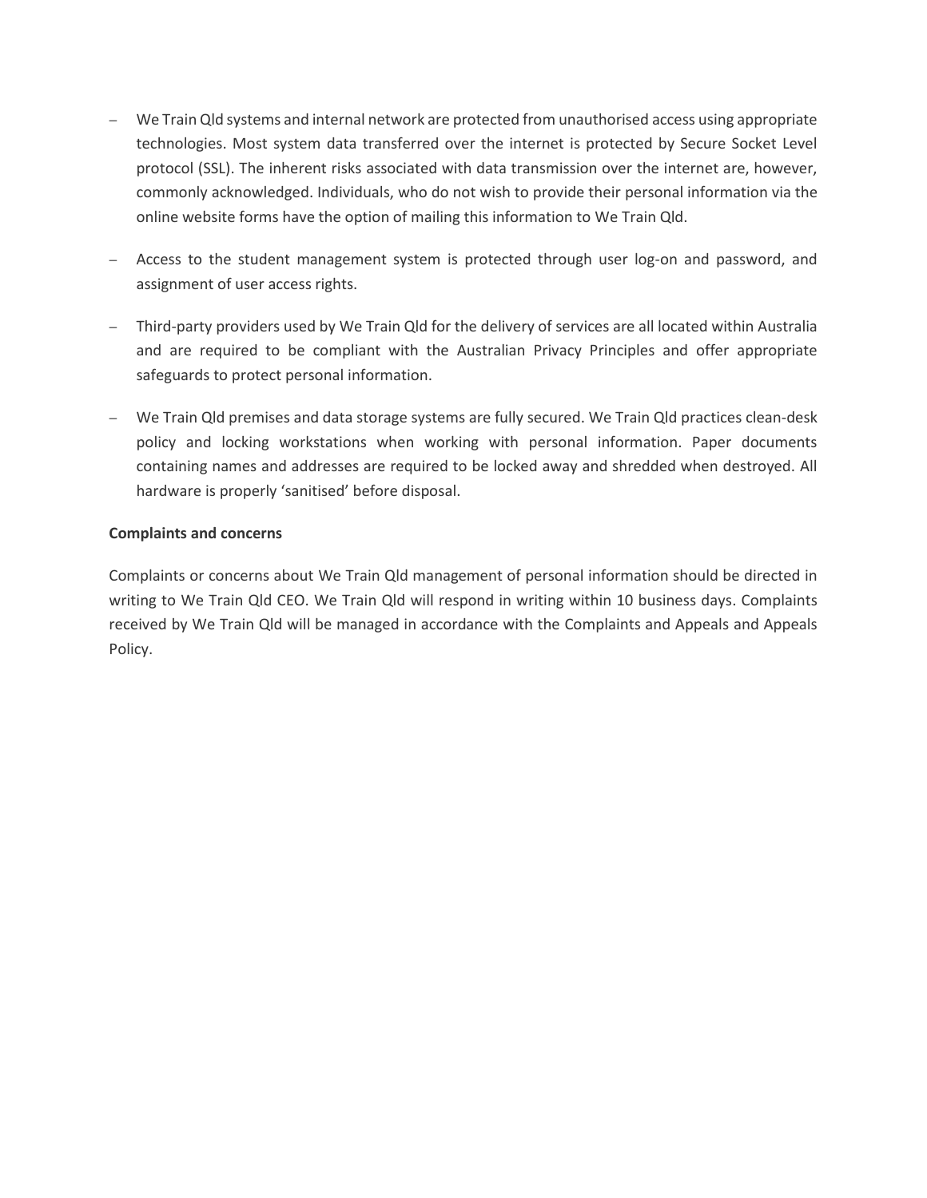- We Train Qld systems and internal network are protected from unauthorised access using appropriate technologies. Most system data transferred over the internet is protected by Secure Socket Level protocol (SSL). The inherent risks associated with data transmission over the internet are, however, commonly acknowledged. Individuals, who do not wish to provide their personal information via the online website forms have the option of mailing this information to We Train Qld.

- Access to the student management system is protected through user log-on and password, and assignment of user access rights.

- Third-party providers used by We Train Qld for the delivery of services are all located within Australia and are required to be compliant with the Australian Privacy Principles and offer appropriate safeguards to protect personal information.

- We Train Qld premises and data storage systems are fully secured. We Train Qld practices clean-desk policy and locking workstations when working with personal information. Paper documents containing names and addresses are required to be locked away and shredded when destroyed. All hardware is properly 'sanitised' before disposal.

**Complaints and concerns**

Complaints or concerns about We Train Qld management of personal information should be directed in writing to We Train Qld CEO. We Train Qld will respond in writing within 10 business days. Complaints received by We Train Qld will be managed in accordance with the Complaints and Appeals and Appeals Policy.